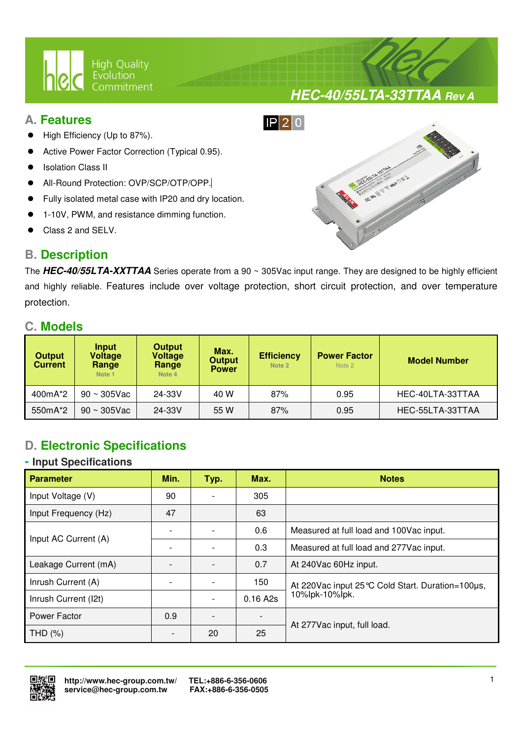# HEC-40/55LTA-33TTAA *Rev A*

## A. Features

IP20

- High Efficiency (Up to 87%).
- Active Power Factor Correction (Typical 0.95).
- Isolation Class II
- All-Round Protection: OVP/SCP/OTP/OPP.
- Fully isolated metal case with IP20 and dry location.
- 1-10V, PWM, and resistance dimming function.
- Class 2 and SELV.

## B. Description

The ***HEC-40/55LTA-XXTTAA*** Series operate from a 90 ~ 305Vac input range. They are designed to be highly efficient and highly reliable. Features include over voltage protection, short circuit protection, and over temperature protection.

## C. Models

| Output Current | Input Voltage Range Note 1 | Output Voltage Range Note 4 | Max. Output Power | Efficiency Note 2 | Power Factor Note 2 | Model Number |
|---|---|---|---|---|---|---|
| 400mA*2 | 90 ~ 305Vac | 24-33V | 40 W | 87% | 0.95 | HEC-40LTA-33TTAA |
| 550mA*2 | 90 ~ 305Vac | 24-33V | 55 W | 87% | 0.95 | HEC-55LTA-33TTAA |

## D. Electronic Specifications

### - Input Specifications

| Parameter | Min. | Typ. | Max. | Notes |
|---|---|---|---|---|
| Input Voltage (V) | 90 | - | 305 | |
| Input Frequency (Hz) | 47 | | 63 | |
| Input AC Current (A) | - | - | 0.6 | Measured at full load and 100Vac input. |
| | - | - | 0.3 | Measured at full load and 277Vac input. |
| Leakage Current (mA) | - | - | 0.7 | At 240Vac 60Hz input. |
| Inrush Current (A) | - | - | 150 | At 220Vac input 25℃ Cold Start. Duration=100μs, 10%Ipk-10%Ipk. |
| Inrush Current (I2t) | | - | 0.16 A2s | |
| Power Factor | 0.9 | - | - | At 277Vac input, full load. |
| THD (%) | - | 20 | 25 | |

http://www.hec-group.com.tw/ TEL:+886-6-356-0606
service@hec-group.com.tw FAX:+886-6-356-0505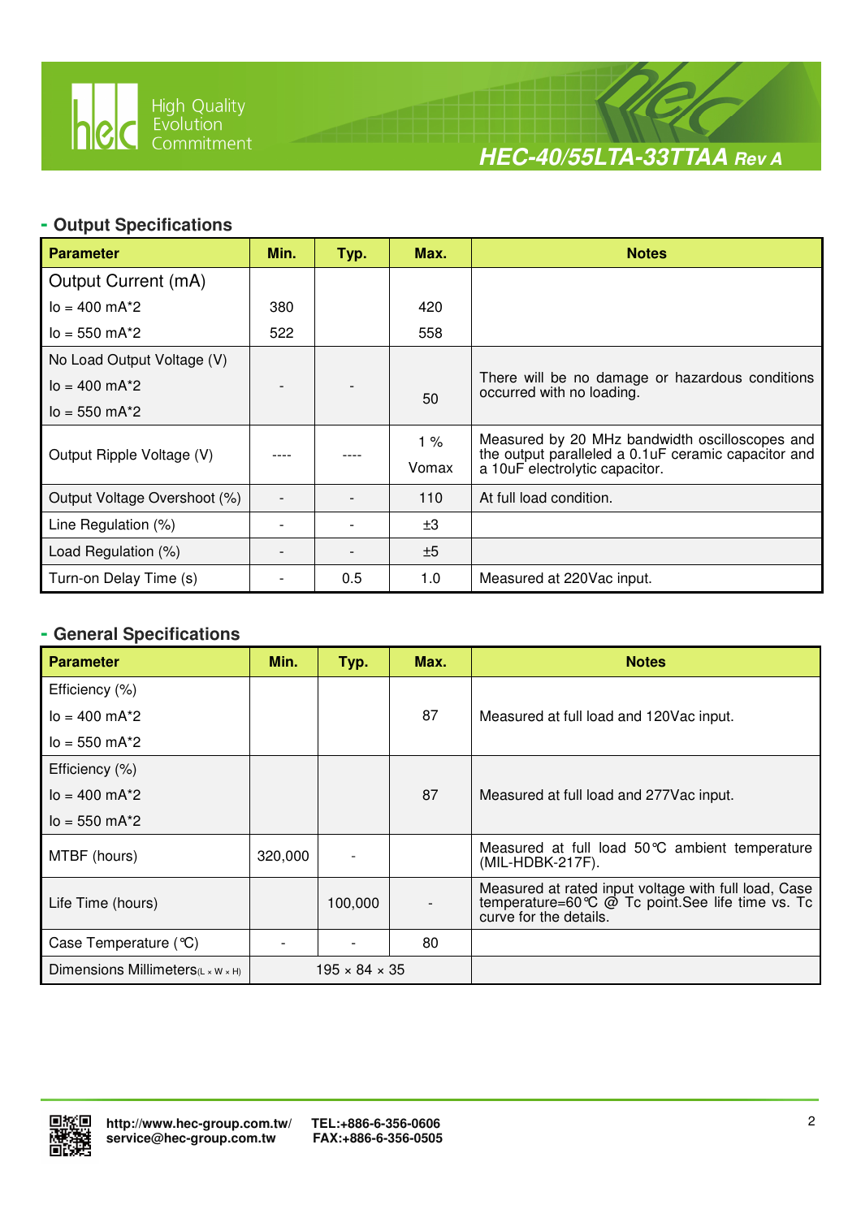## - Output Specifications

| Parameter | Min. | Typ. | Max. | Notes |
|---|---|---|---|---|
| Output Current (mA) | | | | |
| Io = 400 mA*2 | 380 | | 420 | |
| Io = 550 mA*2 | 522 | | 558 | |
| No Load Output Voltage (V)<br>Io = 400 mA*2<br>Io = 550 mA*2 | - | - | 50 | There will be no damage or hazardous conditions occurred with no loading. |
| Output Ripple Voltage (V) | ---- | ---- | 1 %<br>Vomax | Measured by 20 MHz bandwidth oscilloscopes and the output paralleled a 0.1uF ceramic capacitor and a 10uF electrolytic capacitor. |
| Output Voltage Overshoot (%) | - | - | 110 | At full load condition. |
| Line Regulation (%) | - | - | ±3 | |
| Load Regulation (%) | - | - | ±5 | |
| Turn-on Delay Time (s) | - | 0.5 | 1.0 | Measured at 220Vac input. |

## - General Specifications

| Parameter | Min. | Typ. | Max. | Notes |
|---|---|---|---|---|
| Efficiency (%)<br>Io = 400 mA*2<br>Io = 550 mA*2 | | | 87 | Measured at full load and 120Vac input. |
| Efficiency (%)<br>Io = 400 mA*2<br>Io = 550 mA*2 | | | 87 | Measured at full load and 277Vac input. |
| MTBF (hours) | 320,000 | - | | Measured at full load 50℃ ambient temperature (MIL-HDBK-217F). |
| Life Time (hours) | | 100,000 | - | Measured at rated input voltage with full load, Case temperature=60℃ @ Tc point.See life time vs. Tc curve for the details. |
| Case Temperature (℃) | - | - | 80 | |
| Dimensions Millimeters(L × W × H) | 195 × 84 × 35 | | | |

http://www.hec-group.com.tw/
service@hec-group.com.tw
TEL:+886-6-356-0606
FAX:+886-6-356-0505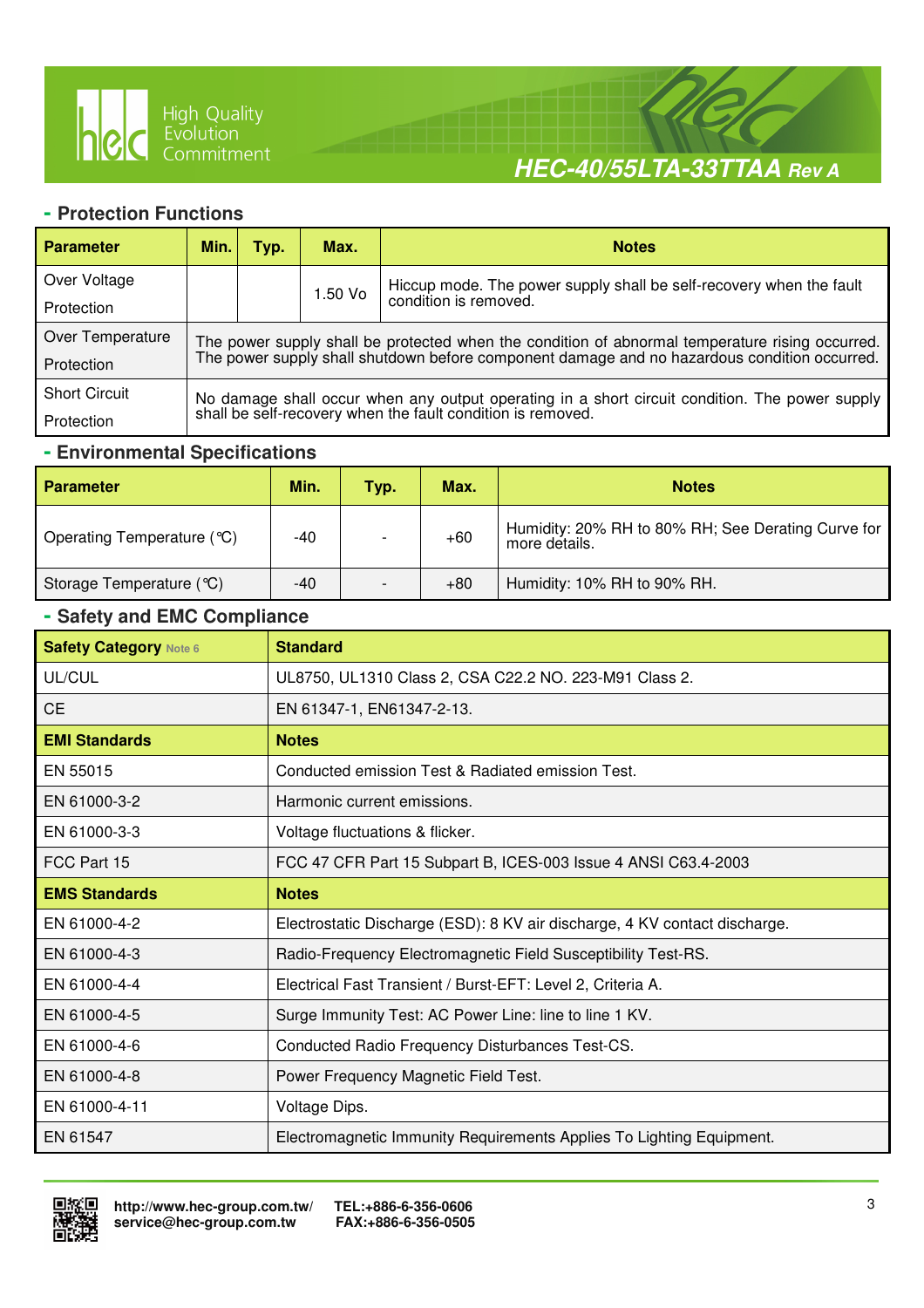## - Protection Functions

| Parameter | Min. | Typ. | Max. | Notes |
|---|---|---|---|---|
| Over Voltage Protection | | | 1.50 Vo | Hiccup mode. The power supply shall be self-recovery when the fault condition is removed. |
| Over Temperature Protection | The power supply shall be protected when the condition of abnormal temperature rising occurred. The power supply shall shutdown before component damage and no hazardous condition occurred. | | | |
| Short Circuit Protection | No damage shall occur when any output operating in a short circuit condition. The power supply shall be self-recovery when the fault condition is removed. | | | |

## - Environmental Specifications

| Parameter | Min. | Typ. | Max. | Notes |
|---|---|---|---|---|
| Operating Temperature (℃) | -40 | - | +60 | Humidity: 20% RH to 80% RH; See Derating Curve for more details. |
| Storage Temperature (℃) | -40 | - | +80 | Humidity: 10% RH to 90% RH. |

## - Safety and EMC Compliance

| Safety Category Note 6 | Standard |
|---|---|
| UL/CUL | UL8750, UL1310 Class 2, CSA C22.2 NO. 223-M91 Class 2. |
| CE | EN 61347-1, EN61347-2-13. |
| **EMI Standards** | **Notes** |
| EN 55015 | Conducted emission Test & Radiated emission Test. |
| EN 61000-3-2 | Harmonic current emissions. |
| EN 61000-3-3 | Voltage fluctuations & flicker. |
| FCC Part 15 | FCC 47 CFR Part 15 Subpart B, ICES-003 Issue 4 ANSI C63.4-2003 |
| **EMS Standards** | **Notes** |
| EN 61000-4-2 | Electrostatic Discharge (ESD): 8 KV air discharge, 4 KV contact discharge. |
| EN 61000-4-3 | Radio-Frequency Electromagnetic Field Susceptibility Test-RS. |
| EN 61000-4-4 | Electrical Fast Transient / Burst-EFT: Level 2, Criteria A. |
| EN 61000-4-5 | Surge Immunity Test: AC Power Line: line to line 1 KV. |
| EN 61000-4-6 | Conducted Radio Frequency Disturbances Test-CS. |
| EN 61000-4-8 | Power Frequency Magnetic Field Test. |
| EN 61000-4-11 | Voltage Dips. |
| EN 61547 | Electromagnetic Immunity Requirements Applies To Lighting Equipment. |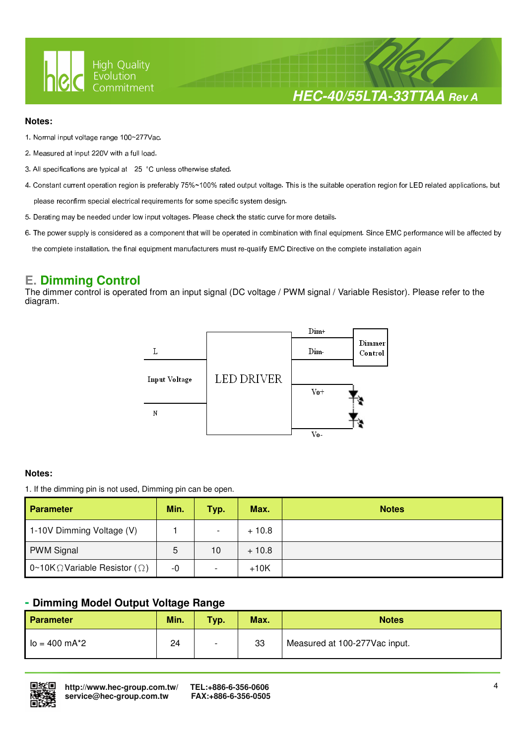**Notes:**

1. Normal input voltage range 100~277Vac.
2. Measured at input 220V with a full load.
3. All specifications are typical at 25 °C unless otherwise stated.
4. Constant current operation region is preferably 75%~100% rated output voltage. This is the suitable operation region for LED related applications, but please reconfirm special electrical requirements for some specific system design.
5. Derating may be needed under low input voltages. Please check the static curve for more details.
6. The power supply is considered as a component that will be operated in combination with final equipment. Since EMC performance will be affected by the complete installation, the final equipment manufacturers must re-qualify EMC Directive on the complete installation again

## E. Dimming Control

The dimmer control is operated from an input signal (DC voltage / PWM signal / Variable Resistor). Please refer to the diagram.

L

Input Voltage

N

LED DRIVER

Dim+

Dim-

Dimmer Control

Vo+

Vo-

**Notes:**

1. If the dimming pin is not used, Dimming pin can be open.

| Parameter | Min. | Typ. | Max. | Notes |
|---|---|---|---|---|
| 1-10V Dimming Voltage (V) | 1 | - | + 10.8 | |
| PWM Signal | 5 | 10 | + 10.8 | |
| 0~10KΩ Variable Resistor (Ω) | -0 | - | +10K | |

### - Dimming Model Output Voltage Range

| Parameter | Min. | Typ. | Max. | Notes |
|---|---|---|---|---|
| Io = 400 mA*2 | 24 | - | 33 | Measured at 100-277Vac input. |

http://www.hec-group.com.tw/
service@hec-group.com.tw
TEL:+886-6-356-0606
FAX:+886-6-356-0505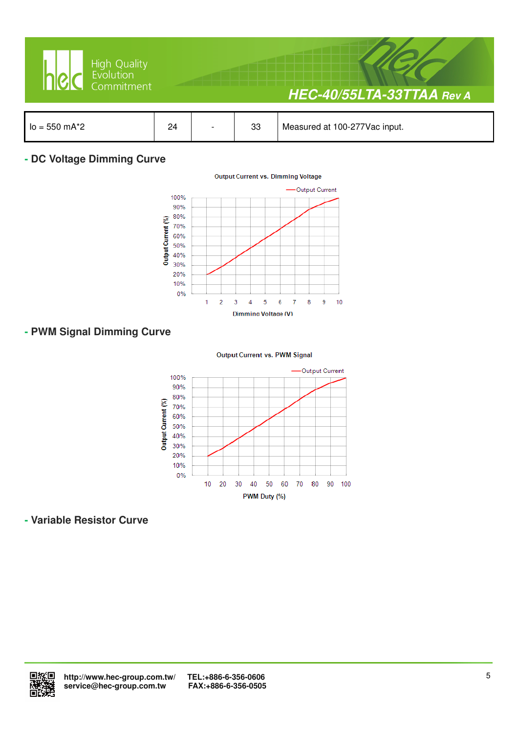| Io = 550 mA*2 | 24 | - | 33 | Measured at 100-277Vac input. |
|---|---|---|---|---|

## - DC Voltage Dimming Curve

Output Current vs. Dimming Voltage

| Dimming Voltage (V) | 1 | 2 | 3 | 4 | 5 | 6 | 7 | 8 | 9 | 10 |
|---|---|---|---|---|---|---|---|---|---|---|
| Output Current (%) | 20% | | | | | | | | | 100% |

## - PWM Signal Dimming Curve

Output Current vs. PWM Signal

| PWM Duty (%) | 10 | 20 | 30 | 40 | 50 | 60 | 70 | 80 | 90 | 100 |
|---|---|---|---|---|---|---|---|---|---|---|
| Output Current (%) | 20% | | | | | | | | | 100% |

## - Variable Resistor Curve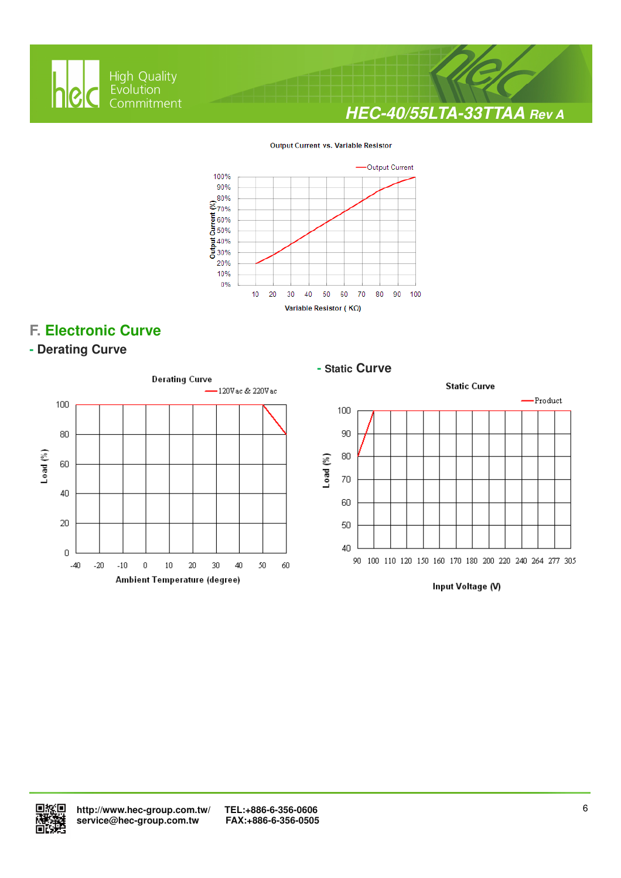Output Current vs. Variable Resistor

Output Current

Output Current (%)

Variable Resistor ( KΩ)

## F. Electronic Curve

### - Derating Curve

Derating Curve

120Vac & 220Vac

Load (%)

Ambient Temperature (degree)

### - Static Curve

Static Curve

Product

Load (%)

Input Voltage (V)

http://www.hec-group.com.tw/
service@hec-group.com.tw

TEL:+886-6-356-0606
FAX:+886-6-356-0505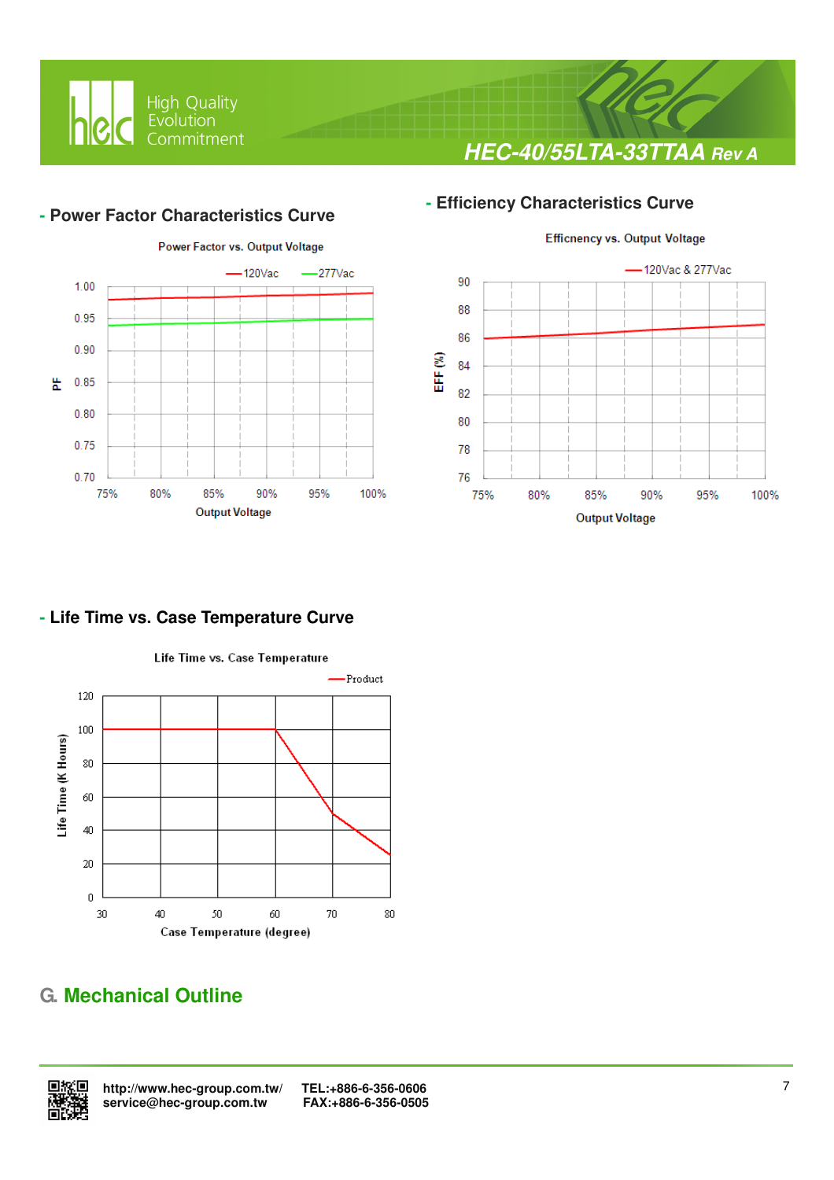## - Power Factor Characteristics Curve

Power Factor vs. Output Voltage

## - Efficiency Characteristics Curve

Efficncency vs. Output Voltage

## - Life Time vs. Case Temperature Curve

Life Time vs. Case Temperature

# G. Mechanical Outline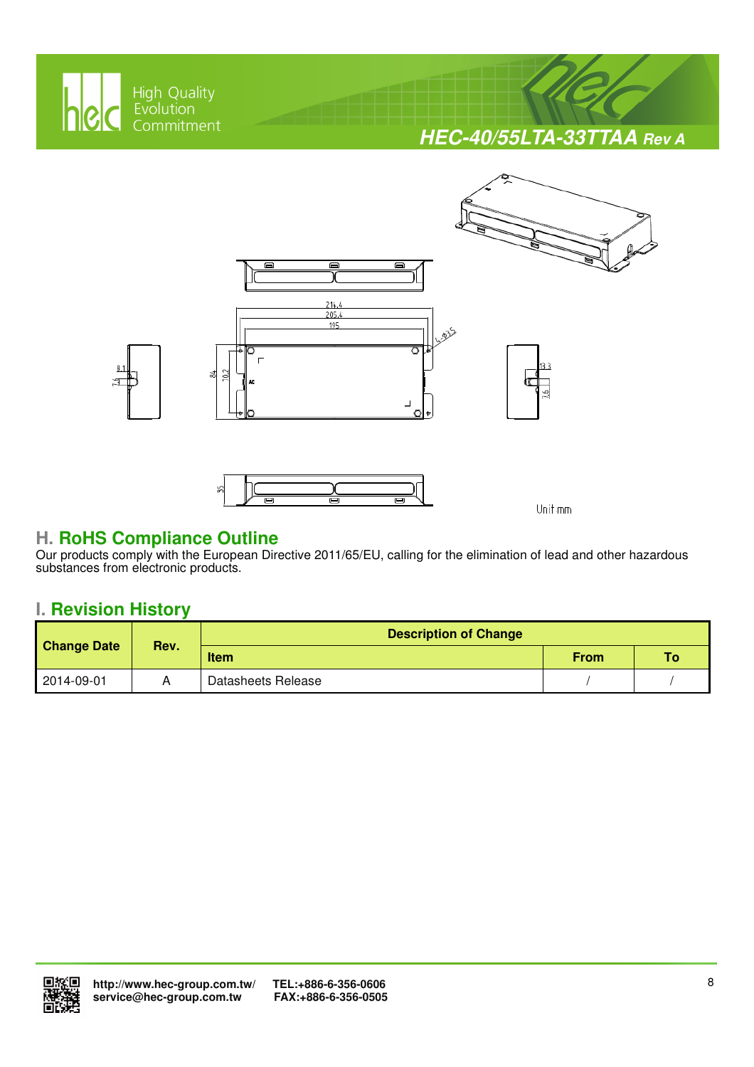214.4
205.4
195
4-Φ3.5
8.1
7.4
84
70.2
AC
13.3
7.6
35
Unit:mm

## H. RoHS Compliance Outline

Our products comply with the European Directive 2011/65/EU, calling for the elimination of lead and other hazardous substances from electronic products.

## I. Revision History

| Change Date | Rev. | Description of Change | | |
|---|---|---|---|---|
| | | Item | From | To |
| 2014-09-01 | A | Datasheets Release | / | / |